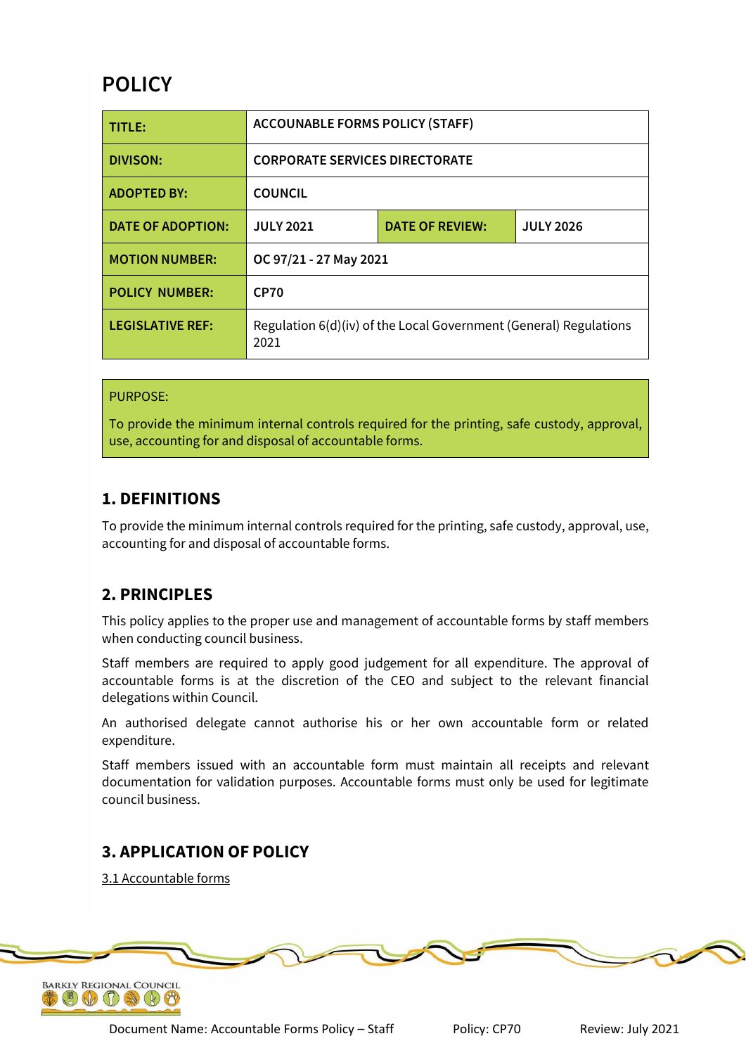# POLICY

| TITLE: | ACCOUNABLE FORMS POLICY (STAFF) | | |
|---|---|---|---|
| DIVISON: | CORPORATE SERVICES DIRECTORATE | | |
| ADOPTED BY: | COUNCIL | | |
| DATE OF ADOPTION: | JULY 2021 | DATE OF REVIEW: | JULY 2026 |
| MOTION NUMBER: | OC 97/21 - 27 May 2021 | | |
| POLICY NUMBER: | CP70 | | |
| LEGISLATIVE REF: | Regulation 6(d)(iv) of the Local Government (General) Regulations 2021 | | |

PURPOSE:

To provide the minimum internal controls required for the printing, safe custody, approval, use, accounting for and disposal of accountable forms.

## 1. DEFINITIONS

To provide the minimum internal controls required for the printing, safe custody, approval, use, accounting for and disposal of accountable forms.

## 2. PRINCIPLES

This policy applies to the proper use and management of accountable forms by staff members when conducting council business.

Staff members are required to apply good judgement for all expenditure. The approval of accountable forms is at the discretion of the CEO and subject to the relevant financial delegations within Council.

An authorised delegate cannot authorise his or her own accountable form or related expenditure.

Staff members issued with an accountable form must maintain all receipts and relevant documentation for validation purposes. Accountable forms must only be used for legitimate council business.

## 3. APPLICATION OF POLICY

3.1 Accountable forms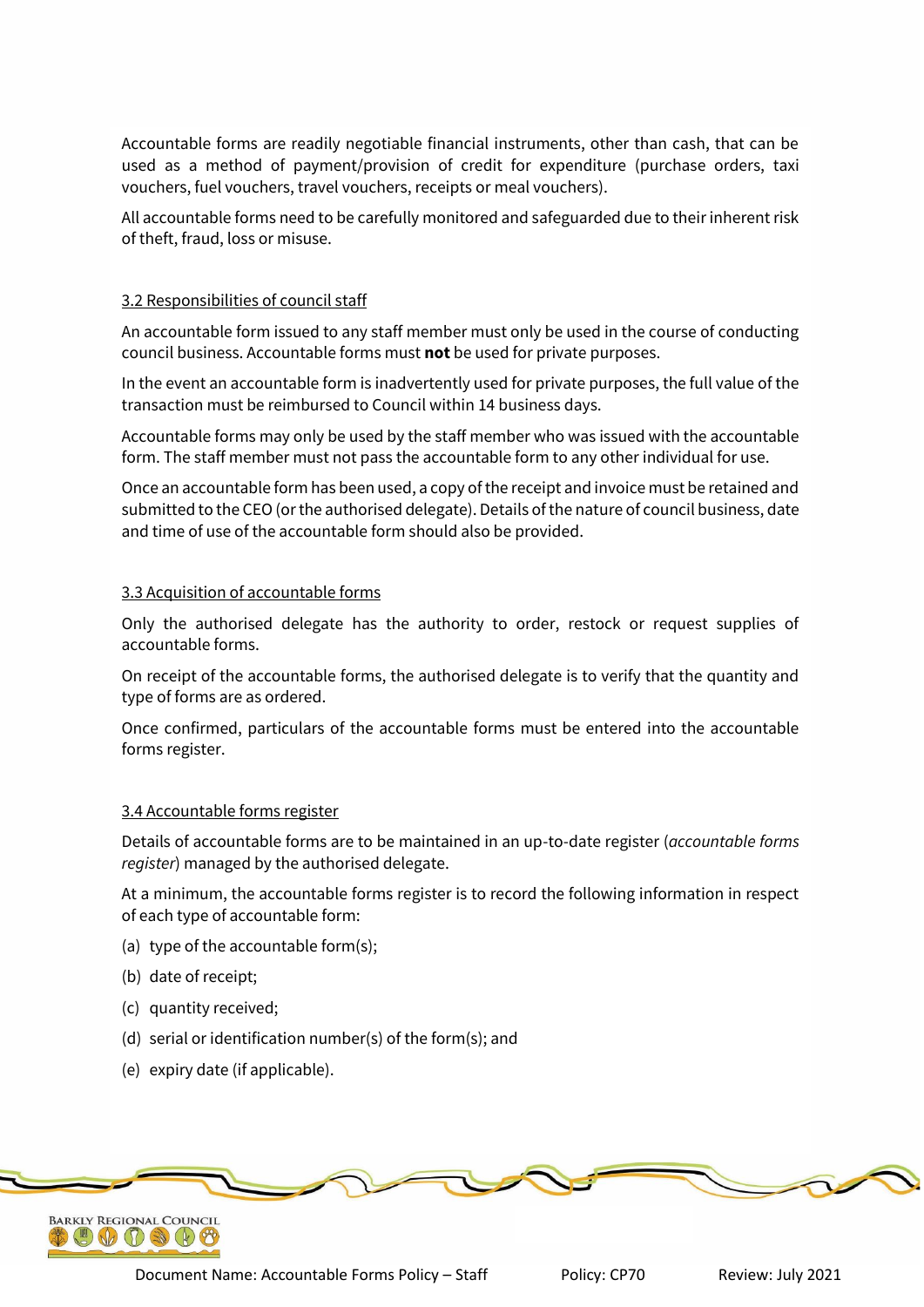Accountable forms are readily negotiable financial instruments, other than cash, that can be used as a method of payment/provision of credit for expenditure (purchase orders, taxi vouchers, fuel vouchers, travel vouchers, receipts or meal vouchers).

All accountable forms need to be carefully monitored and safeguarded due to their inherent risk of theft, fraud, loss or misuse.

### 3.2 Responsibilities of council staff

An accountable form issued to any staff member must only be used in the course of conducting council business. Accountable forms must **not** be used for private purposes.

In the event an accountable form is inadvertently used for private purposes, the full value of the transaction must be reimbursed to Council within 14 business days.

Accountable forms may only be used by the staff member who was issued with the accountable form. The staff member must not pass the accountable form to any other individual for use.

Once an accountable form has been used, a copy of the receipt and invoice must be retained and submitted to the CEO (or the authorised delegate). Details of the nature of council business, date and time of use of the accountable form should also be provided.

### 3.3 Acquisition of accountable forms

Only the authorised delegate has the authority to order, restock or request supplies of accountable forms.

On receipt of the accountable forms, the authorised delegate is to verify that the quantity and type of forms are as ordered.

Once confirmed, particulars of the accountable forms must be entered into the accountable forms register.

### 3.4 Accountable forms register

Details of accountable forms are to be maintained in an up-to-date register (*accountable forms register*) managed by the authorised delegate.

At a minimum, the accountable forms register is to record the following information in respect of each type of accountable form:

(a) type of the accountable form(s);

(b) date of receipt;

(c) quantity received;

(d) serial or identification number(s) of the form(s); and

(e) expiry date (if applicable).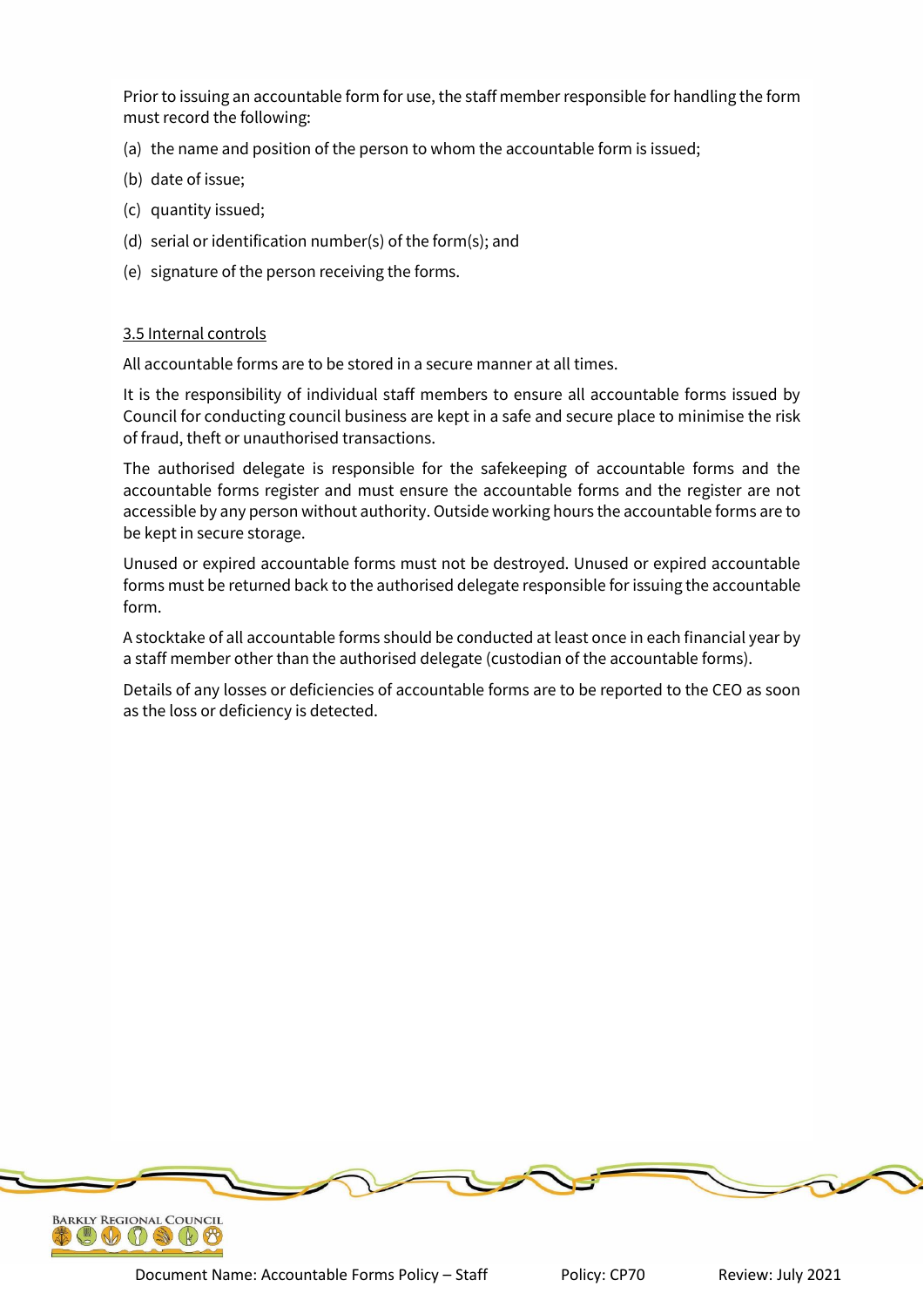Prior to issuing an accountable form for use, the staff member responsible for handling the form must record the following:

(a) the name and position of the person to whom the accountable form is issued;

(b) date of issue;

(c) quantity issued;

(d) serial or identification number(s) of the form(s); and

(e) signature of the person receiving the forms.

3.5 Internal controls

All accountable forms are to be stored in a secure manner at all times.

It is the responsibility of individual staff members to ensure all accountable forms issued by Council for conducting council business are kept in a safe and secure place to minimise the risk of fraud, theft or unauthorised transactions.

The authorised delegate is responsible for the safekeeping of accountable forms and the accountable forms register and must ensure the accountable forms and the register are not accessible by any person without authority. Outside working hours the accountable forms are to be kept in secure storage.

Unused or expired accountable forms must not be destroyed. Unused or expired accountable forms must be returned back to the authorised delegate responsible for issuing the accountable form.

A stocktake of all accountable forms should be conducted at least once in each financial year by a staff member other than the authorised delegate (custodian of the accountable forms).

Details of any losses or deficiencies of accountable forms are to be reported to the CEO as soon as the loss or deficiency is detected.